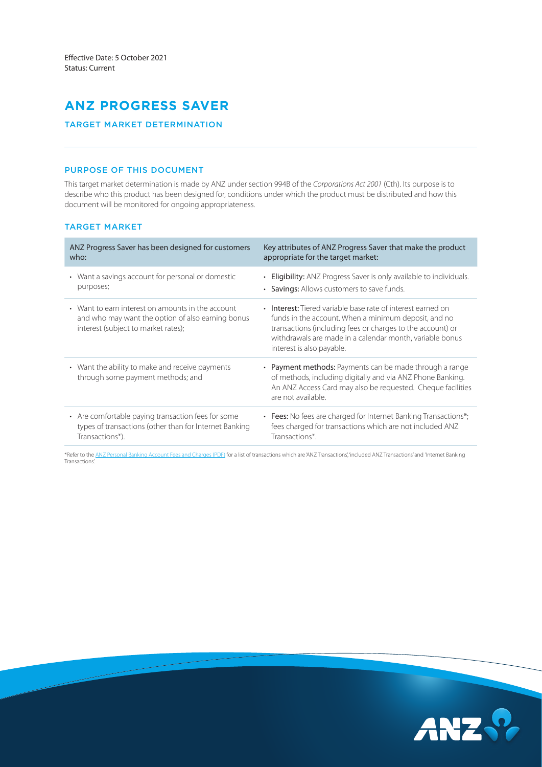Effective Date: 5 October 2021
Status: Current

# ANZ PROGRESS SAVER

## TARGET MARKET DETERMINATION

### PURPOSE OF THIS DOCUMENT

This target market determination is made by ANZ under section 994B of the *Corporations Act 2001* (Cth). Its purpose is to describe who this product has been designed for, conditions under which the product must be distributed and how this document will be monitored for ongoing appropriateness.

### TARGET MARKET

| ANZ Progress Saver has been designed for customers who: | Key attributes of ANZ Progress Saver that make the product appropriate for the target market: |
|---|---|
| • Want a savings account for personal or domestic purposes; | • **Eligibility:** ANZ Progress Saver is only available to individuals.<br>• **Savings:** Allows customers to save funds. |
| • Want to earn interest on amounts in the account and who may want the option of also earning bonus interest (subject to market rates); | • **Interest:** Tiered variable base rate of interest earned on funds in the account. When a minimum deposit, and no transactions (including fees or charges to the account) or withdrawals are made in a calendar month, variable bonus interest is also payable. |
| • Want the ability to make and receive payments through some payment methods; and | • **Payment methods:** Payments can be made through a range of methods, including digitally and via ANZ Phone Banking. An ANZ Access Card may also be requested. Cheque facilities are not available. |
| • Are comfortable paying transaction fees for some types of transactions (other than for Internet Banking Transactions*). | • **Fees:** No fees are charged for Internet Banking Transactions*; fees charged for transactions which are not included ANZ Transactions*. |

*Refer to the ANZ Personal Banking Account Fees and Charges (PDF) for a list of transactions which are 'ANZ Transactions', 'included ANZ Transactions' and 'Internet Banking Transactions'.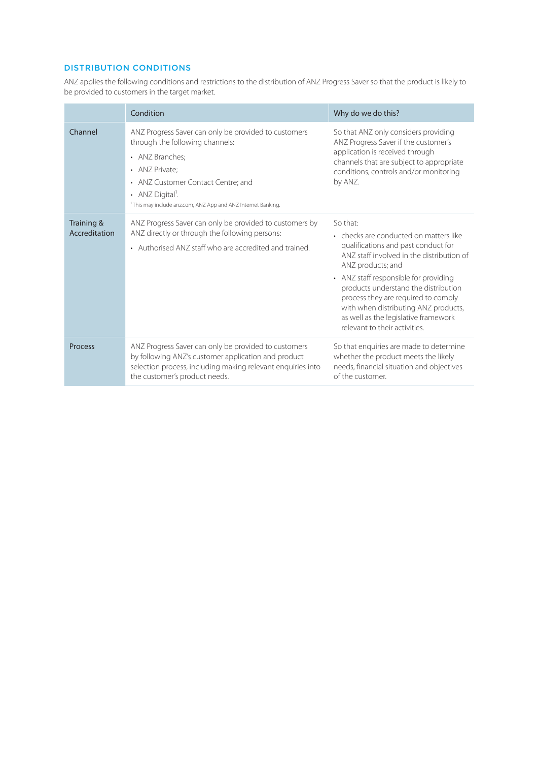## DISTRIBUTION CONDITIONS

ANZ applies the following conditions and restrictions to the distribution of ANZ Progress Saver so that the product is likely to be provided to customers in the target market.

| | Condition | Why do we do this? |
|---|---|---|
| Channel | ANZ Progress Saver can only be provided to customers through the following channels:<br>• ANZ Branches;<br>• ANZ Private;<br>• ANZ Customer Contact Centre; and<br>• ANZ Digital[1].<br>[1] This may include anz.com, ANZ App and ANZ Internet Banking. | So that ANZ only considers providing ANZ Progress Saver if the customer's application is received through channels that are subject to appropriate conditions, controls and/or monitoring by ANZ. |
| Training & Accreditation | ANZ Progress Saver can only be provided to customers by ANZ directly or through the following persons:<br>• Authorised ANZ staff who are accredited and trained. | So that:<br>• checks are conducted on matters like qualifications and past conduct for ANZ staff involved in the distribution of ANZ products; and<br>• ANZ staff responsible for providing products understand the distribution process they are required to comply with when distributing ANZ products, as well as the legislative framework relevant to their activities. |
| Process | ANZ Progress Saver can only be provided to customers by following ANZ's customer application and product selection process, including making relevant enquiries into the customer's product needs. | So that enquiries are made to determine whether the product meets the likely needs, financial situation and objectives of the customer. |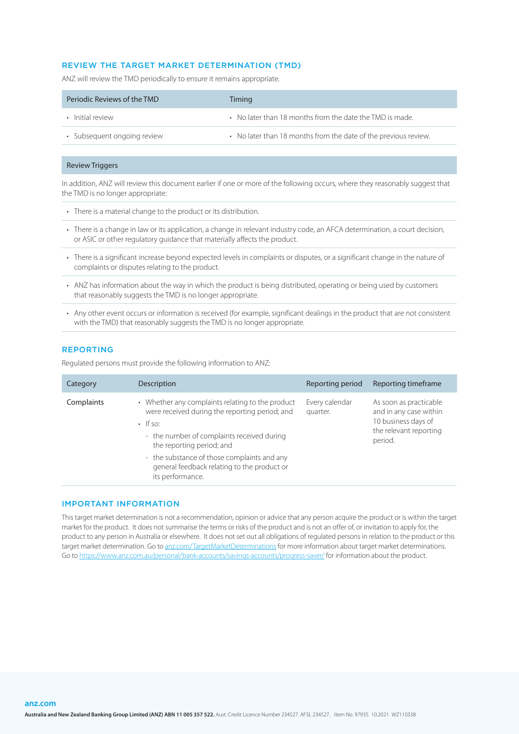## REVIEW THE TARGET MARKET DETERMINATION (TMD)

ANZ will review the TMD periodically to ensure it remains appropriate.

| Periodic Reviews of the TMD | Timing |
|---|---|
| • Initial review | • No later than 18 months from the date the TMD is made. |
| • Subsequent ongoing review | • No later than 18 months from the date of the previous review. |

**Review Triggers**

In addition, ANZ will review this document earlier if one or more of the following occurs, where they reasonably suggest that the TMD is no longer appropriate:

- There is a material change to the product or its distribution.
- There is a change in law or its application, a change in relevant industry code, an AFCA determination, a court decision, or ASIC or other regulatory guidance that materially affects the product.
- There is a significant increase beyond expected levels in complaints or disputes, or a significant change in the nature of complaints or disputes relating to the product.
- ANZ has information about the way in which the product is being distributed, operating or being used by customers that reasonably suggests the TMD is no longer appropriate.
- Any other event occurs or information is received (for example, significant dealings in the product that are not consistent with the TMD) that reasonably suggests the TMD is no longer appropriate.

## REPORTING

Regulated persons must provide the following information to ANZ:

| Category | Description | Reporting period | Reporting timeframe |
|---|---|---|---|
| Complaints | • Whether any complaints relating to the product were received during the reporting period; and<br>• If so:<br>- the number of complaints received during the reporting period; and<br>- the substance of those complaints and any general feedback relating to the product or its performance. | Every calendar quarter. | As soon as practicable and in any case within 10 business days of the relevant reporting period. |

## IMPORTANT INFORMATION

This target market determination is not a recommendation, opinion or advice that any person acquire the product or is within the target market for the product. It does not summarise the terms or risks of the product and is not an offer of, or invitation to apply for, the product to any person in Australia or elsewhere. It does not set out all obligations of regulated persons in relation to the product or this target market determination. Go to anz.com/TargetMarketDeterminations for more information about target market determinations. Go to https://www.anz.com.au/personal/bank-accounts/savings-accounts/progress-saver/ for information about the product.

anz.com

**Australia and New Zealand Banking Group Limited (ANZ) ABN 11 005 357 522.** Aust. Credit Licence Number 234527. AFSL 234527. Item No. 97935 10.2021 WZ110338